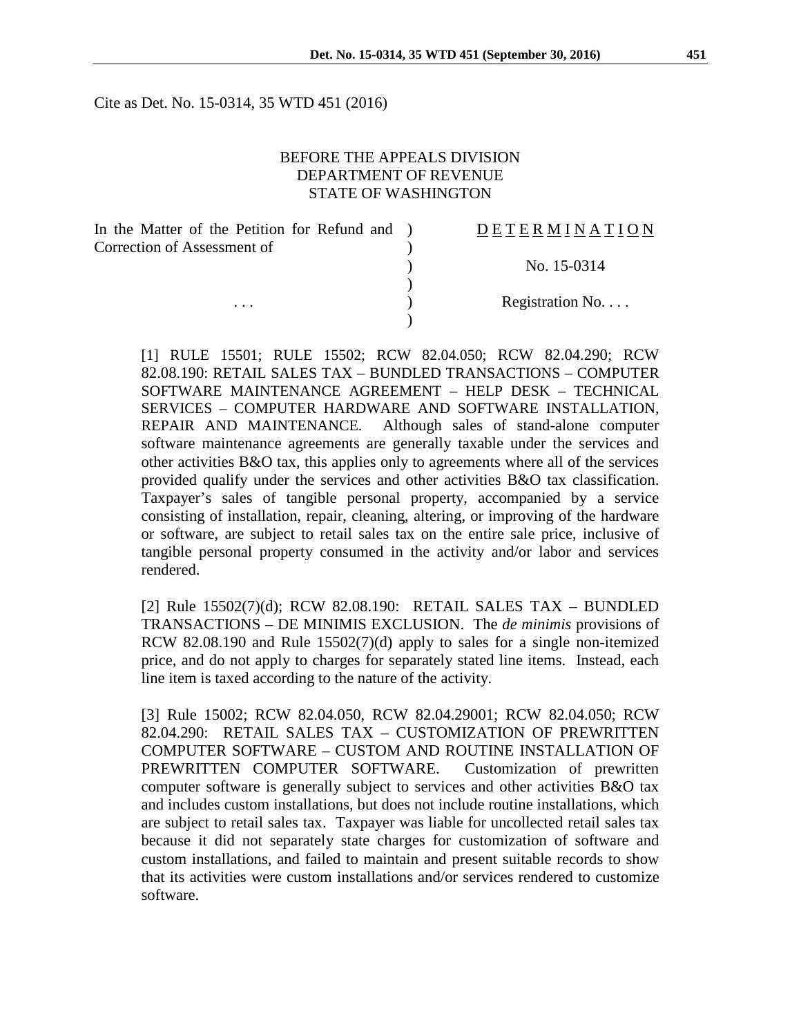Cite as Det. No. 15-0314, 35 WTD 451 (2016)

BEFORE THE APPEALS DIVISION
DEPARTMENT OF REVENUE
STATE OF WASHINGTON

| | |
|---|---|
| In the Matter of the Petition for Refund and Correction of Assessment of | D E T E R M I N A T I O N |
| | No. 15-0314 |
| . . . | Registration No. . . . |

[1] RULE 15501; RULE 15502; RCW 82.04.050; RCW 82.04.290; RCW 82.08.190: RETAIL SALES TAX – BUNDLED TRANSACTIONS – COMPUTER SOFTWARE MAINTENANCE AGREEMENT – HELP DESK – TECHNICAL SERVICES – COMPUTER HARDWARE AND SOFTWARE INSTALLATION, REPAIR AND MAINTENANCE. Although sales of stand-alone computer software maintenance agreements are generally taxable under the services and other activities B&O tax, this applies only to agreements where all of the services provided qualify under the services and other activities B&O tax classification. Taxpayer's sales of tangible personal property, accompanied by a service consisting of installation, repair, cleaning, altering, or improving of the hardware or software, are subject to retail sales tax on the entire sale price, inclusive of tangible personal property consumed in the activity and/or labor and services rendered.

[2] Rule 15502(7)(d); RCW 82.08.190: RETAIL SALES TAX – BUNDLED TRANSACTIONS – DE MINIMIS EXCLUSION. The *de minimis* provisions of RCW 82.08.190 and Rule 15502(7)(d) apply to sales for a single non-itemized price, and do not apply to charges for separately stated line items. Instead, each line item is taxed according to the nature of the activity.

[3] Rule 15002; RCW 82.04.050, RCW 82.04.29001; RCW 82.04.050; RCW 82.04.290: RETAIL SALES TAX – CUSTOMIZATION OF PREWRITTEN COMPUTER SOFTWARE – CUSTOM AND ROUTINE INSTALLATION OF PREWRITTEN COMPUTER SOFTWARE. Customization of prewritten computer software is generally subject to services and other activities B&O tax and includes custom installations, but does not include routine installations, which are subject to retail sales tax. Taxpayer was liable for uncollected retail sales tax because it did not separately state charges for customization of software and custom installations, and failed to maintain and present suitable records to show that its activities were custom installations and/or services rendered to customize software.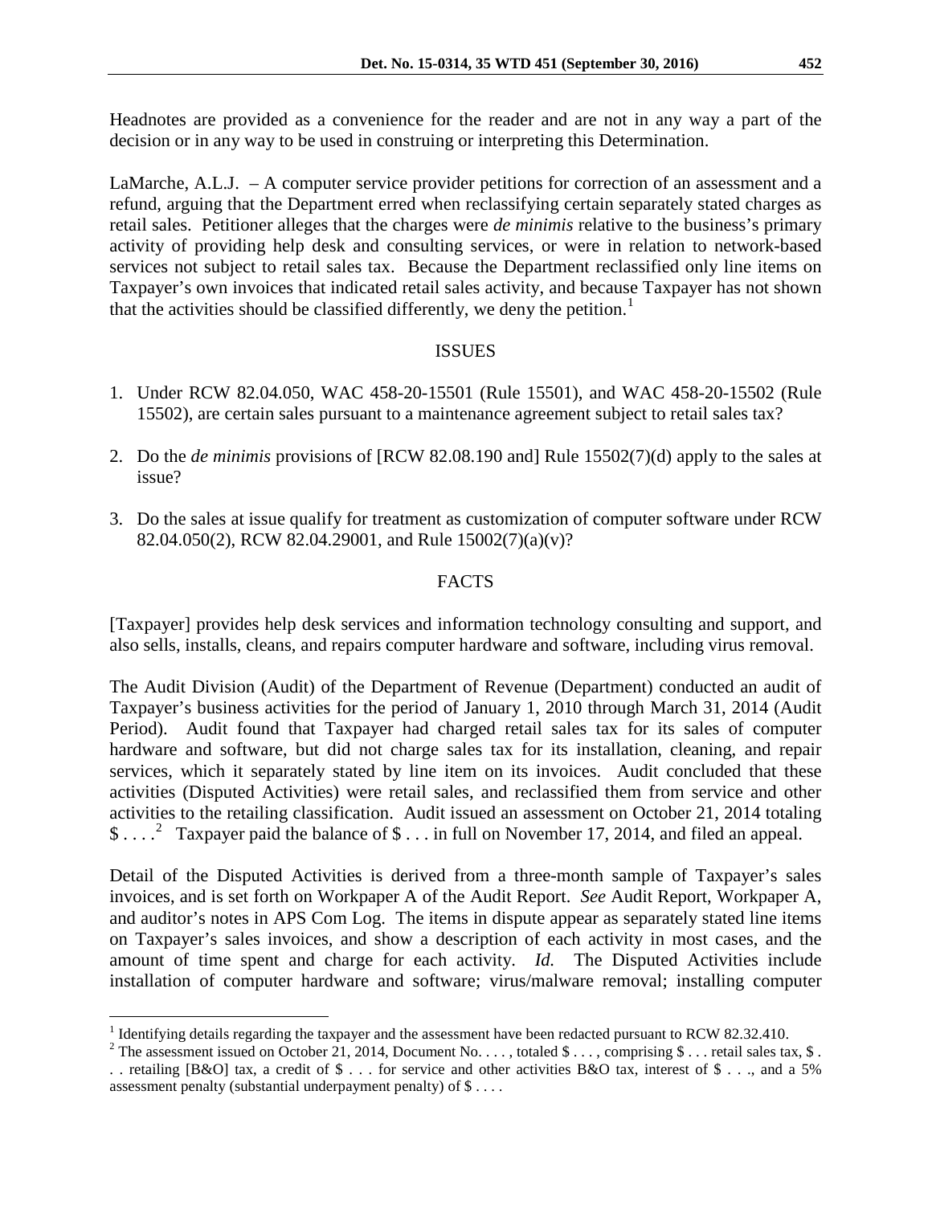Headnotes are provided as a convenience for the reader and are not in any way a part of the decision or in any way to be used in construing or interpreting this Determination.

LaMarche, A.L.J. – A computer service provider petitions for correction of an assessment and a refund, arguing that the Department erred when reclassifying certain separately stated charges as retail sales. Petitioner alleges that the charges were *de minimis* relative to the business's primary activity of providing help desk and consulting services, or were in relation to network-based services not subject to retail sales tax. Because the Department reclassified only line items on Taxpayer's own invoices that indicated retail sales activity, and because Taxpayer has not shown that the activities should be classified differently, we deny the petition.[1]

## ISSUES

1. Under RCW 82.04.050, WAC 458-20-15501 (Rule 15501), and WAC 458-20-15502 (Rule 15502), are certain sales pursuant to a maintenance agreement subject to retail sales tax?

2. Do the *de minimis* provisions of [RCW 82.08.190 and] Rule 15502(7)(d) apply to the sales at issue?

3. Do the sales at issue qualify for treatment as customization of computer software under RCW 82.04.050(2), RCW 82.04.29001, and Rule 15002(7)(a)(v)?

## FACTS

[Taxpayer] provides help desk services and information technology consulting and support, and also sells, installs, cleans, and repairs computer hardware and software, including virus removal.

The Audit Division (Audit) of the Department of Revenue (Department) conducted an audit of Taxpayer's business activities for the period of January 1, 2010 through March 31, 2014 (Audit Period). Audit found that Taxpayer had charged retail sales tax for its sales of computer hardware and software, but did not charge sales tax for its installation, cleaning, and repair services, which it separately stated by line item on its invoices. Audit concluded that these activities (Disputed Activities) were retail sales, and reclassified them from service and other activities to the retailing classification. Audit issued an assessment on October 21, 2014 totaling $ . . . .[2] Taxpayer paid the balance of $ . . . in full on November 17, 2014, and filed an appeal.

Detail of the Disputed Activities is derived from a three-month sample of Taxpayer's sales invoices, and is set forth on Workpaper A of the Audit Report. *See* Audit Report, Workpaper A, and auditor's notes in APS Com Log. The items in dispute appear as separately stated line items on Taxpayer's sales invoices, and show a description of each activity in most cases, and the amount of time spent and charge for each activity. *Id.* The Disputed Activities include installation of computer hardware and software; virus/malware removal; installing computer

---

[1] Identifying details regarding the taxpayer and the assessment have been redacted pursuant to RCW 82.32.410.

[2] The assessment issued on October 21, 2014, Document No. . . . , totaled $ . . . , comprising $ . . . retail sales tax, $ . . . retailing [B&O] tax, a credit of $ . . . for service and other activities B&O tax, interest of $ . . ., and a 5% assessment penalty (substantial underpayment penalty) of $ . . . .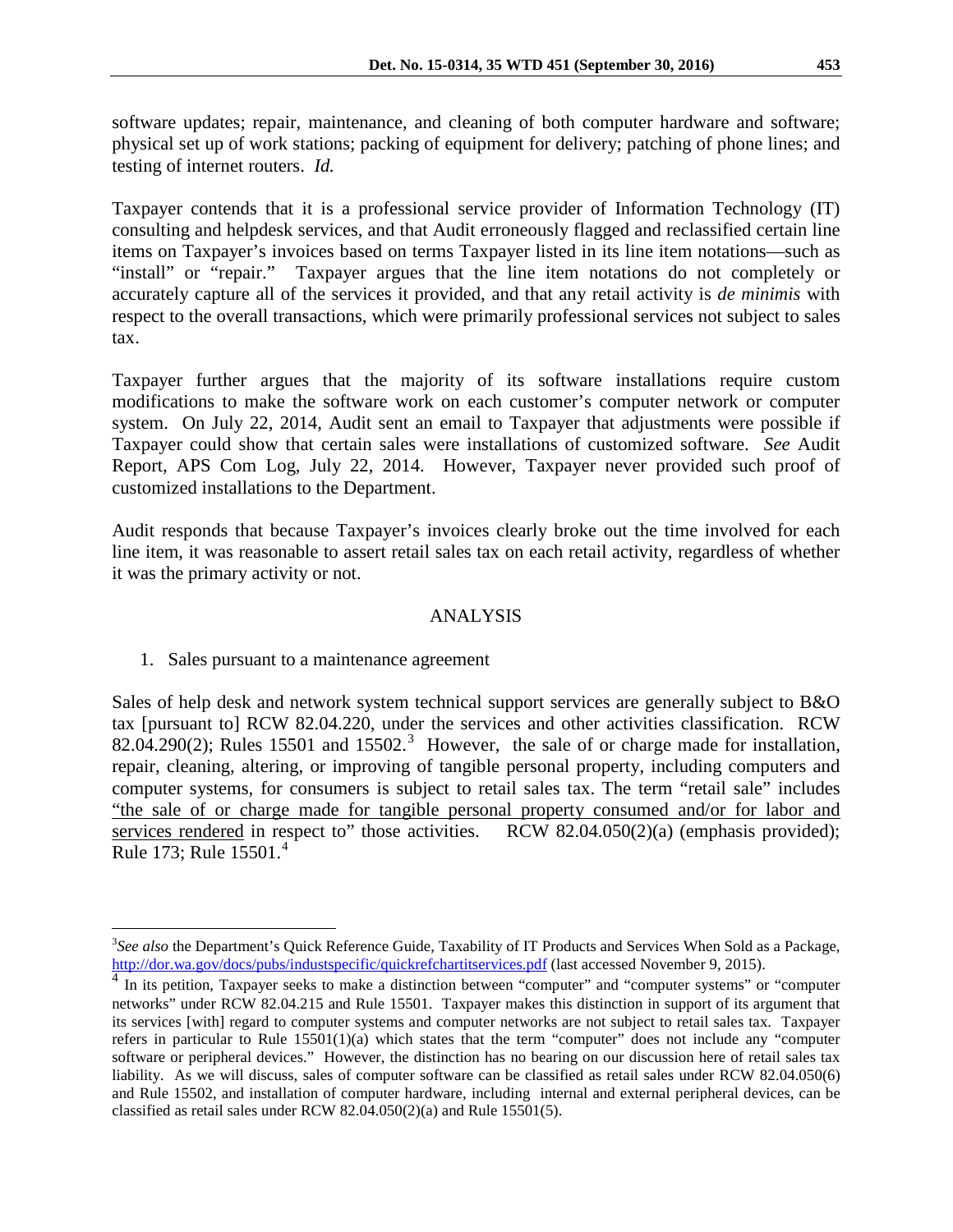software updates; repair, maintenance, and cleaning of both computer hardware and software; physical set up of work stations; packing of equipment for delivery; patching of phone lines; and testing of internet routers. *Id.*

Taxpayer contends that it is a professional service provider of Information Technology (IT) consulting and helpdesk services, and that Audit erroneously flagged and reclassified certain line items on Taxpayer's invoices based on terms Taxpayer listed in its line item notations—such as "install" or "repair." Taxpayer argues that the line item notations do not completely or accurately capture all of the services it provided, and that any retail activity is *de minimis* with respect to the overall transactions, which were primarily professional services not subject to sales tax.

Taxpayer further argues that the majority of its software installations require custom modifications to make the software work on each customer's computer network or computer system. On July 22, 2014, Audit sent an email to Taxpayer that adjustments were possible if Taxpayer could show that certain sales were installations of customized software. *See* Audit Report, APS Com Log, July 22, 2014. However, Taxpayer never provided such proof of customized installations to the Department.

Audit responds that because Taxpayer's invoices clearly broke out the time involved for each line item, it was reasonable to assert retail sales tax on each retail activity, regardless of whether it was the primary activity or not.

## ANALYSIS

1. Sales pursuant to a maintenance agreement

Sales of help desk and network system technical support services are generally subject to B&O tax [pursuant to] RCW 82.04.220, under the services and other activities classification. RCW 82.04.290(2); Rules 15501 and 15502.[3] However, the sale of or charge made for installation, repair, cleaning, altering, or improving of tangible personal property, including computers and computer systems, for consumers is subject to retail sales tax. The term "retail sale" includes "<u>the sale of or charge made for tangible personal property consumed and/or for labor and services rendered</u> in respect to" those activities. RCW 82.04.050(2)(a) (emphasis provided); Rule 173; Rule 15501.[4]

---

[3] *See also* the Department's Quick Reference Guide, Taxability of IT Products and Services When Sold as a Package, http://dor.wa.gov/docs/pubs/industspecific/quickrefchartitservices.pdf (last accessed November 9, 2015).

[4] In its petition, Taxpayer seeks to make a distinction between "computer" and "computer systems" or "computer networks" under RCW 82.04.215 and Rule 15501. Taxpayer makes this distinction in support of its argument that its services [with] regard to computer systems and computer networks are not subject to retail sales tax. Taxpayer refers in particular to Rule 15501(1)(a) which states that the term "computer" does not include any "computer software or peripheral devices." However, the distinction has no bearing on our discussion here of retail sales tax liability. As we will discuss, sales of computer software can be classified as retail sales under RCW 82.04.050(6) and Rule 15502, and installation of computer hardware, including internal and external peripheral devices, can be classified as retail sales under RCW 82.04.050(2)(a) and Rule 15501(5).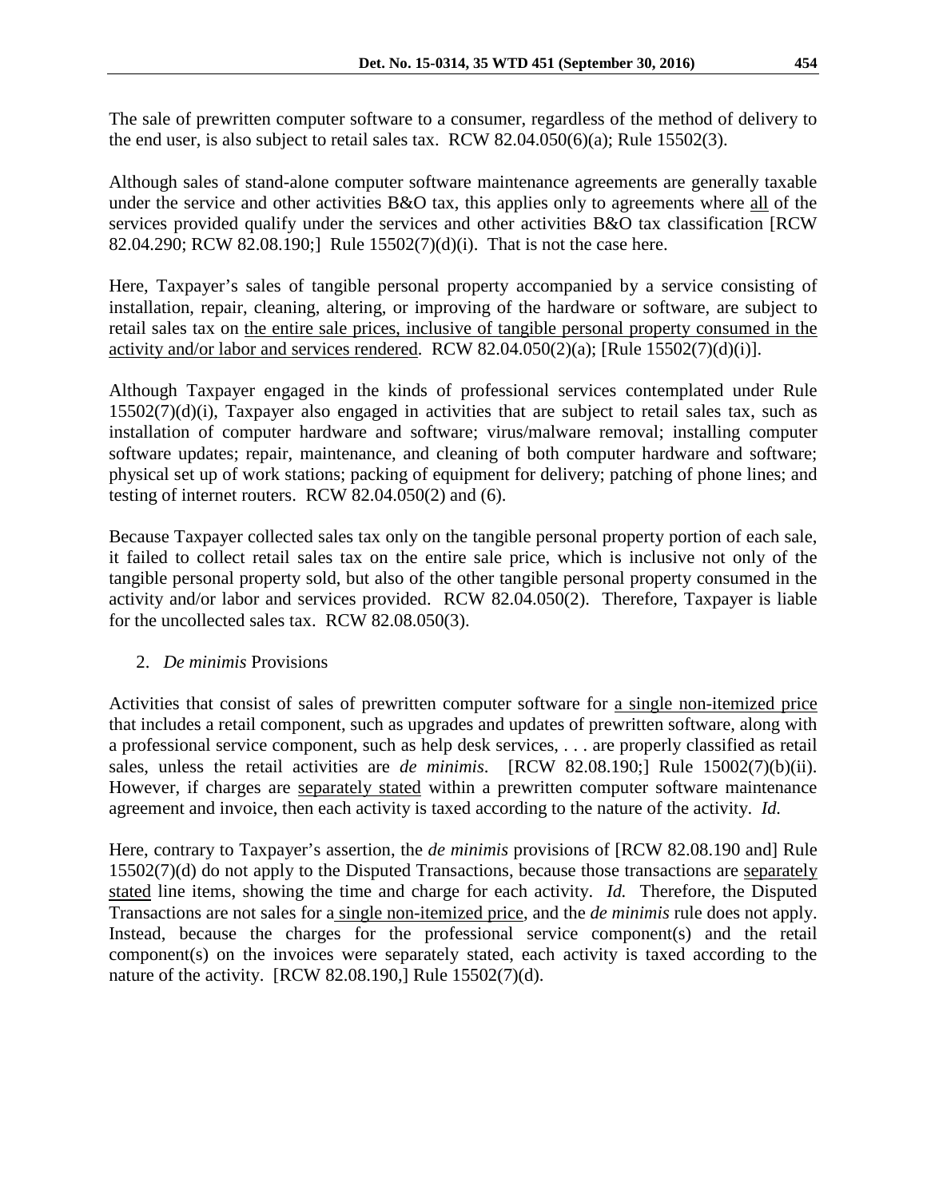The sale of prewritten computer software to a consumer, regardless of the method of delivery to the end user, is also subject to retail sales tax. RCW 82.04.050(6)(a); Rule 15502(3).

Although sales of stand-alone computer software maintenance agreements are generally taxable under the service and other activities B&O tax, this applies only to agreements where all of the services provided qualify under the services and other activities B&O tax classification [RCW 82.04.290; RCW 82.08.190;] Rule 15502(7)(d)(i). That is not the case here.

Here, Taxpayer's sales of tangible personal property accompanied by a service consisting of installation, repair, cleaning, altering, or improving of the hardware or software, are subject to retail sales tax on the entire sale prices, inclusive of tangible personal property consumed in the activity and/or labor and services rendered. RCW 82.04.050(2)(a); [Rule 15502(7)(d)(i)].

Although Taxpayer engaged in the kinds of professional services contemplated under Rule 15502(7)(d)(i), Taxpayer also engaged in activities that are subject to retail sales tax, such as installation of computer hardware and software; virus/malware removal; installing computer software updates; repair, maintenance, and cleaning of both computer hardware and software; physical set up of work stations; packing of equipment for delivery; patching of phone lines; and testing of internet routers. RCW 82.04.050(2) and (6).

Because Taxpayer collected sales tax only on the tangible personal property portion of each sale, it failed to collect retail sales tax on the entire sale price, which is inclusive not only of the tangible personal property sold, but also of the other tangible personal property consumed in the activity and/or labor and services provided. RCW 82.04.050(2). Therefore, Taxpayer is liable for the uncollected sales tax. RCW 82.08.050(3).

2. *De minimis* Provisions

Activities that consist of sales of prewritten computer software for a single non-itemized price that includes a retail component, such as upgrades and updates of prewritten software, along with a professional service component, such as help desk services, . . . are properly classified as retail sales, unless the retail activities are *de minimis*. [RCW 82.08.190;] Rule 15002(7)(b)(ii). However, if charges are separately stated within a prewritten computer software maintenance agreement and invoice, then each activity is taxed according to the nature of the activity. *Id.*

Here, contrary to Taxpayer's assertion, the *de minimis* provisions of [RCW 82.08.190 and] Rule 15502(7)(d) do not apply to the Disputed Transactions, because those transactions are separately stated line items, showing the time and charge for each activity. *Id.* Therefore, the Disputed Transactions are not sales for a single non-itemized price, and the *de minimis* rule does not apply. Instead, because the charges for the professional service component(s) and the retail component(s) on the invoices were separately stated, each activity is taxed according to the nature of the activity. [RCW 82.08.190,] Rule 15502(7)(d).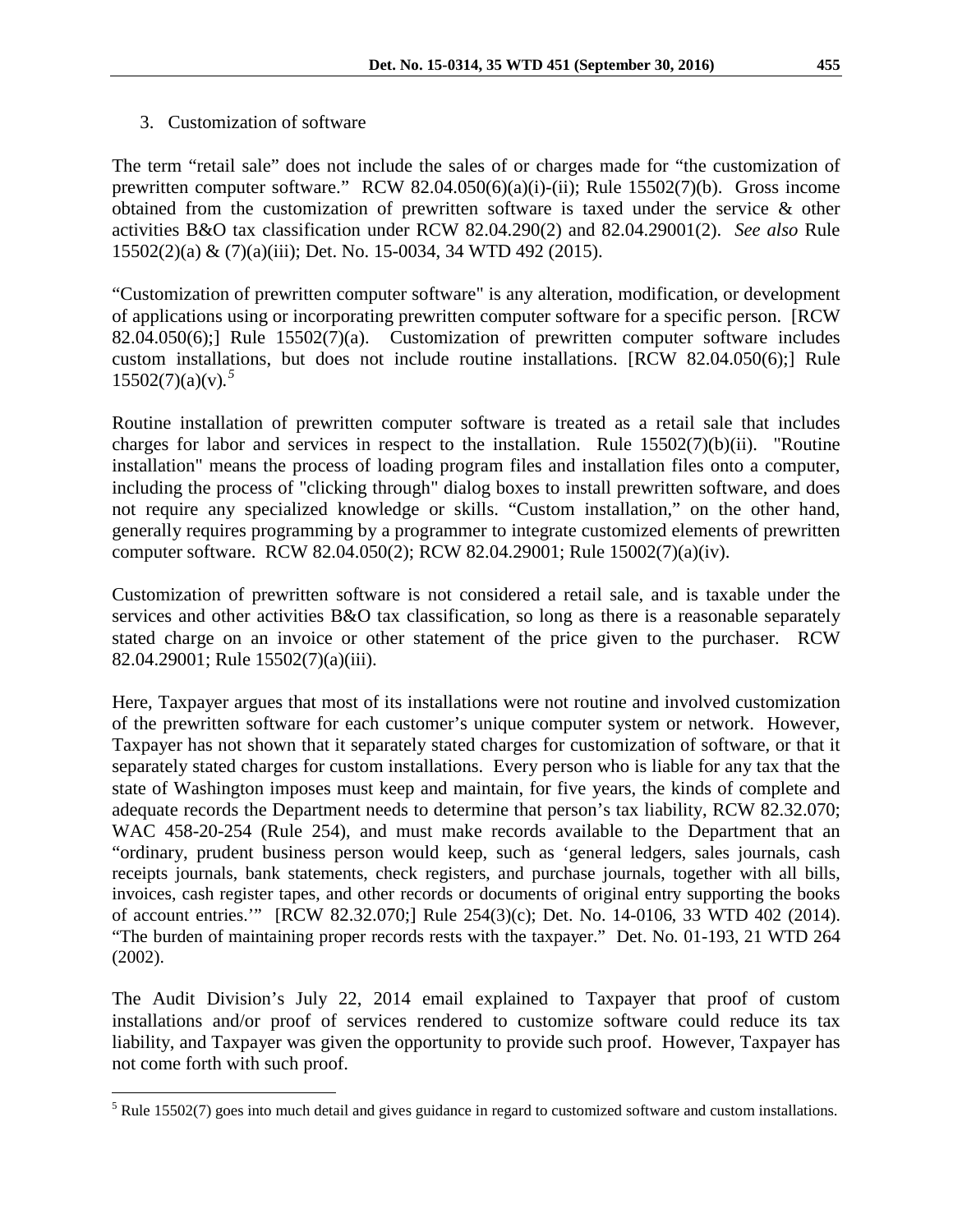3. Customization of software

The term "retail sale" does not include the sales of or charges made for "the customization of prewritten computer software." RCW 82.04.050(6)(a)(i)-(ii); Rule 15502(7)(b). Gross income obtained from the customization of prewritten software is taxed under the service & other activities B&O tax classification under RCW 82.04.290(2) and 82.04.29001(2). *See also* Rule 15502(2)(a) & (7)(a)(iii); Det. No. 15-0034, 34 WTD 492 (2015).

"Customization of prewritten computer software" is any alteration, modification, or development of applications using or incorporating prewritten computer software for a specific person. [RCW 82.04.050(6);] Rule 15502(7)(a). Customization of prewritten computer software includes custom installations, but does not include routine installations. [RCW 82.04.050(6);] Rule 15502(7)(a)(v).[5]

Routine installation of prewritten computer software is treated as a retail sale that includes charges for labor and services in respect to the installation. Rule 15502(7)(b)(ii). "Routine installation" means the process of loading program files and installation files onto a computer, including the process of "clicking through" dialog boxes to install prewritten software, and does not require any specialized knowledge or skills. "Custom installation," on the other hand, generally requires programming by a programmer to integrate customized elements of prewritten computer software. RCW 82.04.050(2); RCW 82.04.29001; Rule 15002(7)(a)(iv).

Customization of prewritten software is not considered a retail sale, and is taxable under the services and other activities B&O tax classification, so long as there is a reasonable separately stated charge on an invoice or other statement of the price given to the purchaser. RCW 82.04.29001; Rule 15502(7)(a)(iii).

Here, Taxpayer argues that most of its installations were not routine and involved customization of the prewritten software for each customer's unique computer system or network. However, Taxpayer has not shown that it separately stated charges for customization of software, or that it separately stated charges for custom installations. Every person who is liable for any tax that the state of Washington imposes must keep and maintain, for five years, the kinds of complete and adequate records the Department needs to determine that person's tax liability, RCW 82.32.070; WAC 458-20-254 (Rule 254), and must make records available to the Department that an "ordinary, prudent business person would keep, such as 'general ledgers, sales journals, cash receipts journals, bank statements, check registers, and purchase journals, together with all bills, invoices, cash register tapes, and other records or documents of original entry supporting the books of account entries.'" [RCW 82.32.070;] Rule 254(3)(c); Det. No. 14-0106, 33 WTD 402 (2014). "The burden of maintaining proper records rests with the taxpayer." Det. No. 01-193, 21 WTD 264 (2002).

The Audit Division's July 22, 2014 email explained to Taxpayer that proof of custom installations and/or proof of services rendered to customize software could reduce its tax liability, and Taxpayer was given the opportunity to provide such proof. However, Taxpayer has not come forth with such proof.

[5] Rule 15502(7) goes into much detail and gives guidance in regard to customized software and custom installations.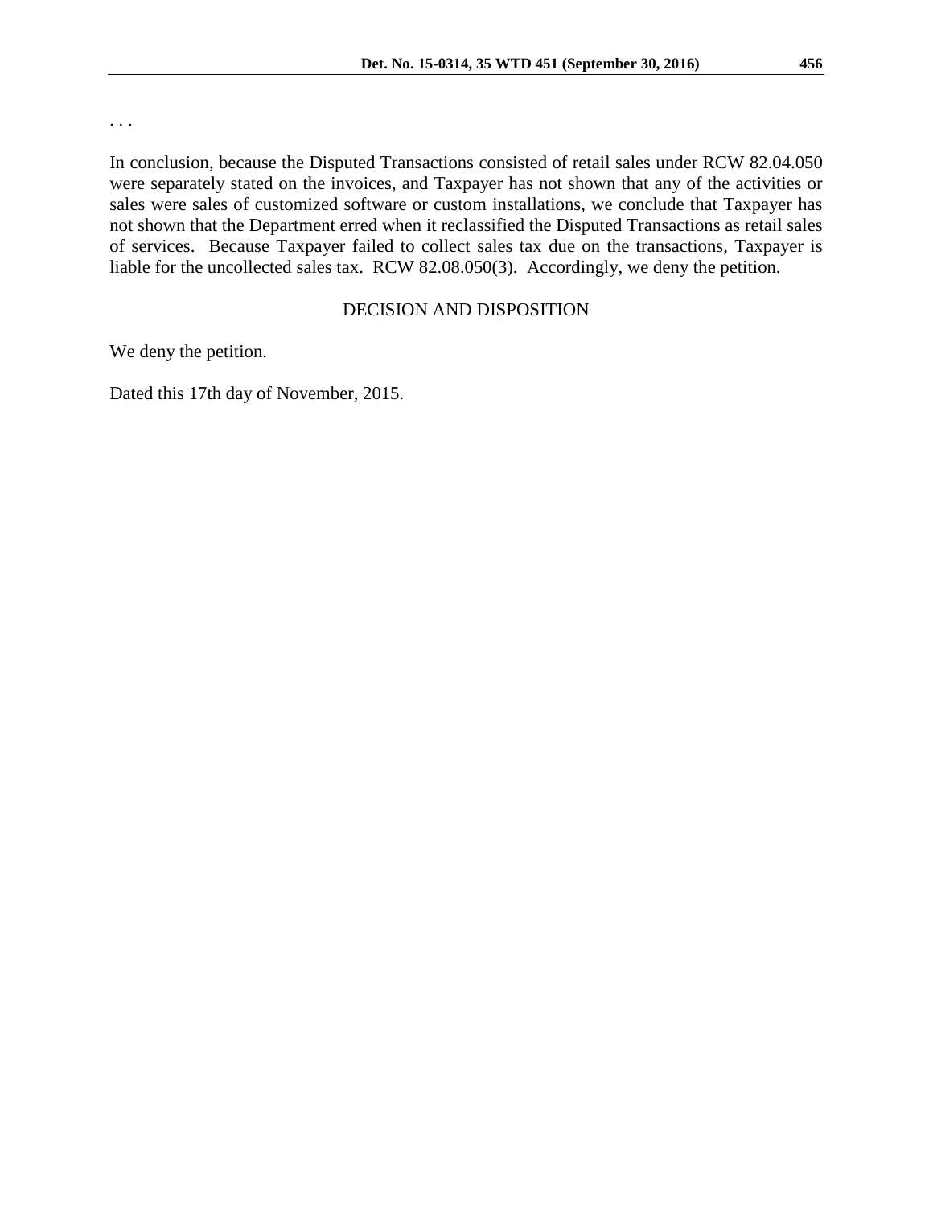. . .

In conclusion, because the Disputed Transactions consisted of retail sales under RCW 82.04.050 were separately stated on the invoices, and Taxpayer has not shown that any of the activities or sales were sales of customized software or custom installations, we conclude that Taxpayer has not shown that the Department erred when it reclassified the Disputed Transactions as retail sales of services. Because Taxpayer failed to collect sales tax due on the transactions, Taxpayer is liable for the uncollected sales tax. RCW 82.08.050(3). Accordingly, we deny the petition.

## DECISION AND DISPOSITION

We deny the petition.

Dated this 17th day of November, 2015.